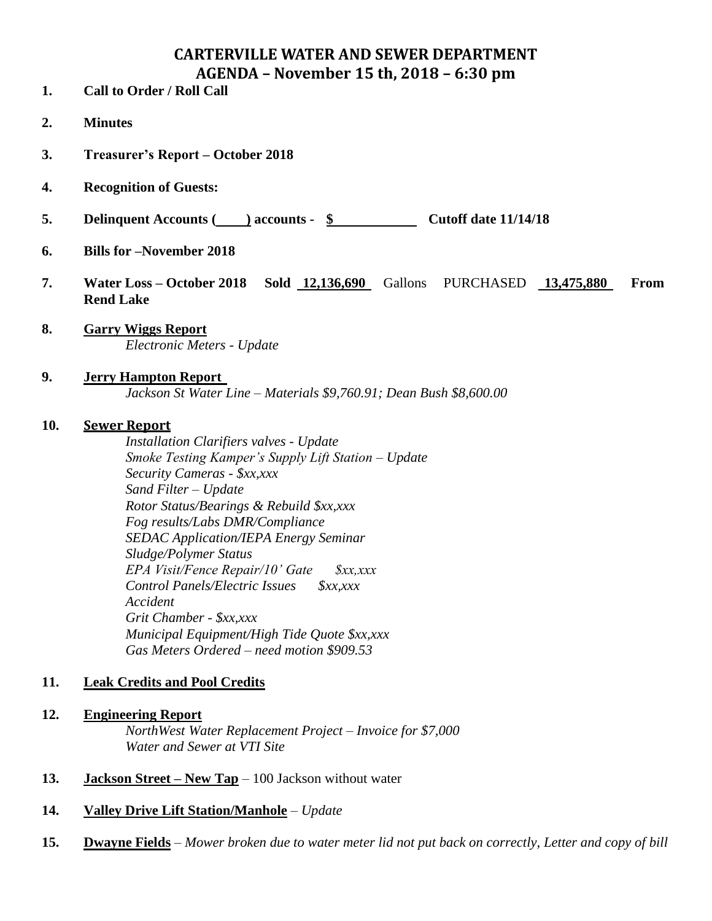# CARTERVILLE WATER AND SEWER DEPARTMENT
## AGENDA – November 15 th, 2018 – 6:30 pm

1. **Call to Order / Roll Call**

2. **Minutes**

3. **Treasurer's Report – October 2018**

4. **Recognition of Guests:**

5. **Delinquent Accounts (\_\_\_\_) accounts - $\_\_\_\_\_\_\_\_\_\_\_\_ Cutoff date 11/14/18**

6. **Bills for –November 2018**

7. **Water Loss – October 2018 Sold 12,136,690** Gallons PURCHASED **13,475,880 From Rend Lake**

8. **Garry Wiggs Report**
   *Electronic Meters - Update*

9. **Jerry Hampton Report**
   *Jackson St Water Line – Materials $9,760.91; Dean Bush $8,600.00*

10. **Sewer Report**
    *Installation Clarifiers valves - Update*
    *Smoke Testing Kamper's Supply Lift Station – Update*
    *Security Cameras - $xx,xxx*
    *Sand Filter – Update*
    *Rotor Status/Bearings & Rebuild $xx,xxx*
    *Fog results/Labs DMR/Compliance*
    *SEDAC Application/IEPA Energy Seminar*
    *Sludge/Polymer Status*
    *EPA Visit/Fence Repair/10' Gate $xx,xxx*
    *Control Panels/Electric Issues $xx,xxx*
    *Accident*
    *Grit Chamber - $xx,xxx*
    *Municipal Equipment/High Tide Quote $xx,xxx*
    *Gas Meters Ordered – need motion $909.53*

11. **Leak Credits and Pool Credits**

12. **Engineering Report**
    *NorthWest Water Replacement Project – Invoice for $7,000*
    *Water and Sewer at VTI Site*

13. **Jackson Street – New Tap** – 100 Jackson without water

14. **Valley Drive Lift Station/Manhole** – *Update*

15. **Dwayne Fields** – *Mower broken due to water meter lid not put back on correctly, Letter and copy of bill*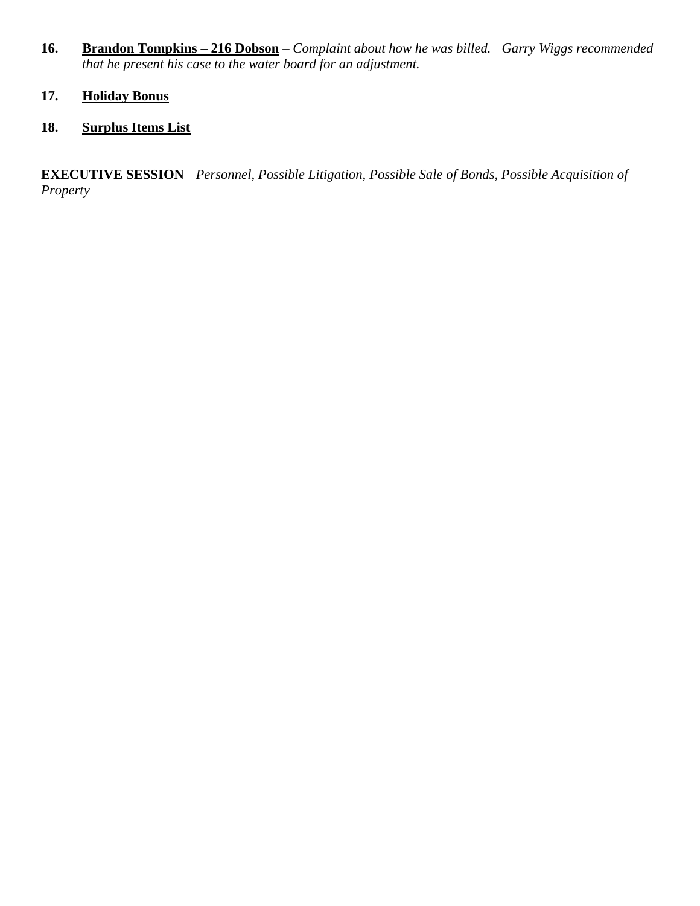16. **<u>Brandon Tompkins – 216 Dobson</u>** – *Complaint about how he was billed. Garry Wiggs recommended that he present his case to the water board for an adjustment.*

17. **<u>Holiday Bonus</u>**

18. **<u>Surplus Items List</u>**

**EXECUTIVE SESSION** *Personnel, Possible Litigation, Possible Sale of Bonds, Possible Acquisition of Property*